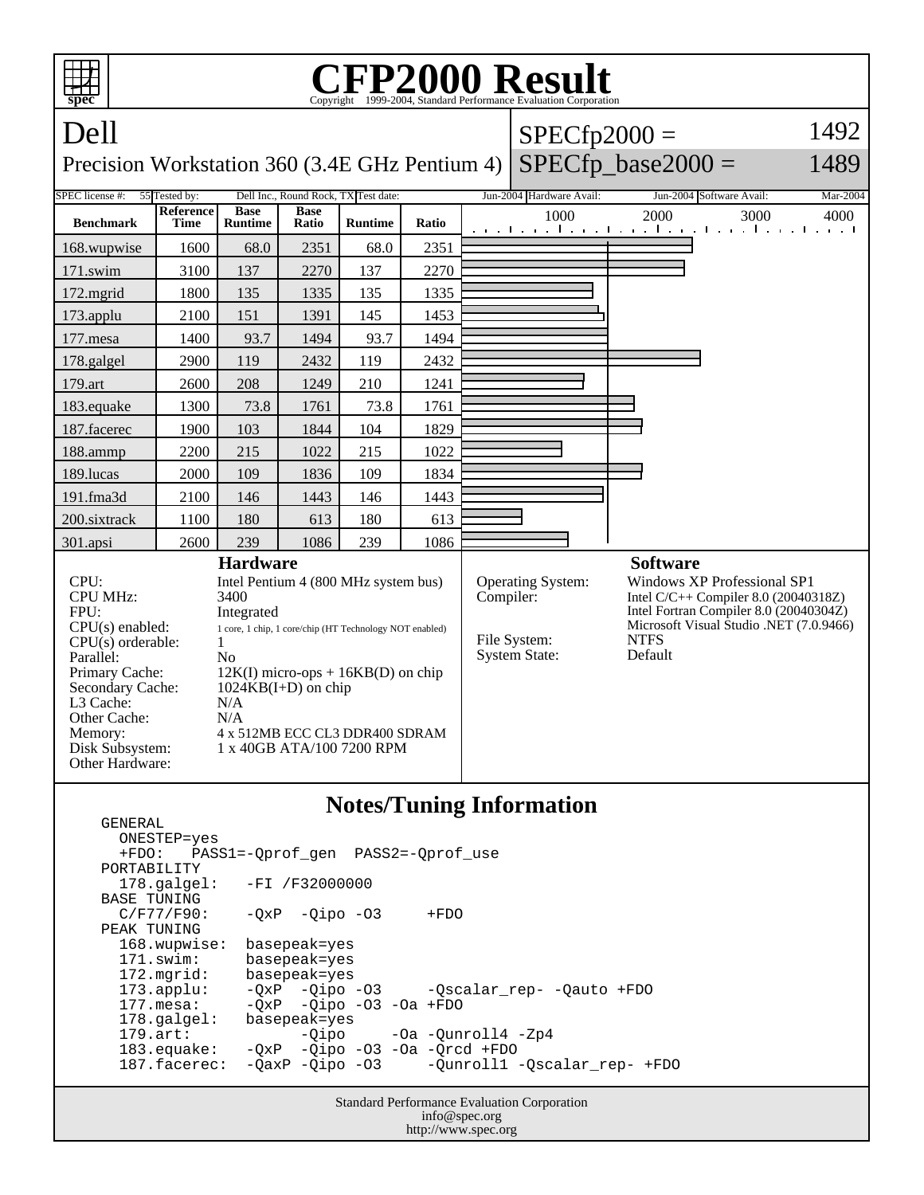# CFP2000 Result

Copyright 1999-2004, Standard Performance Evaluation Corporation

## Dell

Precision Workstation 360 (3.4E GHz Pentium 4)

SPECfp2000 = 1492

SPECfp_base2000 = 1489

| SPEC license #: | 55 | Tested by: | Dell Inc., Round Rock, TX | Test date: | Jun-2004 | Hardware Avail: | Jun-2004 | Software Avail: | Mar-2004 |
|---|---|---|---|---|---|---|---|---|---|

| Benchmark | Reference Time | Base Runtime | Base Ratio | Runtime | Ratio |
|---|---|---|---|---|---|
| 168.wupwise | 1600 | 68.0 | 2351 | 68.0 | 2351 |
| 171.swim | 3100 | 137 | 2270 | 137 | 2270 |
| 172.mgrid | 1800 | 135 | 1335 | 135 | 1335 |
| 173.applu | 2100 | 151 | 1391 | 145 | 1453 |
| 177.mesa | 1400 | 93.7 | 1494 | 93.7 | 1494 |
| 178.galgel | 2900 | 119 | 2432 | 119 | 2432 |
| 179.art | 2600 | 208 | 1249 | 210 | 1241 |
| 183.equake | 1300 | 73.8 | 1761 | 73.8 | 1761 |
| 187.facerec | 1900 | 103 | 1844 | 104 | 1829 |
| 188.ammp | 2200 | 215 | 1022 | 215 | 1022 |
| 189.lucas | 2000 | 109 | 1836 | 109 | 1834 |
| 191.fma3d | 2100 | 146 | 1443 | 146 | 1443 |
| 200.sixtrack | 1100 | 180 | 613 | 180 | 613 |
| 301.apsi | 2600 | 239 | 1086 | 239 | 1086 |

### Hardware

| | |
|---|---|
| CPU: | Intel Pentium 4 (800 MHz system bus) |
| CPU MHz: | 3400 |
| FPU: | Integrated |
| CPU(s) enabled: | 1 core, 1 chip, 1 core/chip (HT Technology NOT enabled) |
| CPU(s) orderable: | 1 |
| Parallel: | No |
| Primary Cache: | 12K(I) micro-ops + 16KB(D) on chip |
| Secondary Cache: | 1024KB(I+D) on chip |
| L3 Cache: | N/A |
| Other Cache: | N/A |
| Memory: | 4 x 512MB ECC CL3 DDR400 SDRAM |
| Disk Subsystem: | 1 x 40GB ATA/100 7200 RPM |
| Other Hardware: | |

### Software

| | |
|---|---|
| Operating System: | Windows XP Professional SP1 |
| Compiler: | Intel C/C++ Compiler 8.0 (20040318Z)<br>Intel Fortran Compiler 8.0 (20040304Z)<br>Microsoft Visual Studio .NET (7.0.9466) |
| File System: | NTFS |
| System State: | Default |

### Notes/Tuning Information

```
GENERAL
  ONESTEP=yes
  +FDO:   PASS1=-Qprof_gen  PASS2=-Qprof_use
PORTABILITY
  178.galgel:   -FI /F32000000
BASE TUNING
  C/F77/F90:    -QxP  -Qipo -O3     +FDO
PEAK TUNING
  168.wupwise:  basepeak=yes
  171.swim:     basepeak=yes
  172.mgrid:    basepeak=yes
  173.applu:    -QxP  -Qipo -O3     -Qscalar_rep- -Qauto +FDO
  177.mesa:     -QxP  -Qipo -O3 -Oa +FDO
  178.galgel:   basepeak=yes
  179.art:            -Qipo     -Oa -Qunroll4 -Zp4
  183.equake:   -QxP  -Qipo -O3 -Oa -Qrcd +FDO
  187.facerec:  -QaxP -Qipo -O3     -Qunroll1 -Qscalar_rep- +FDO
```

Standard Performance Evaluation Corporation
info@spec.org
http://www.spec.org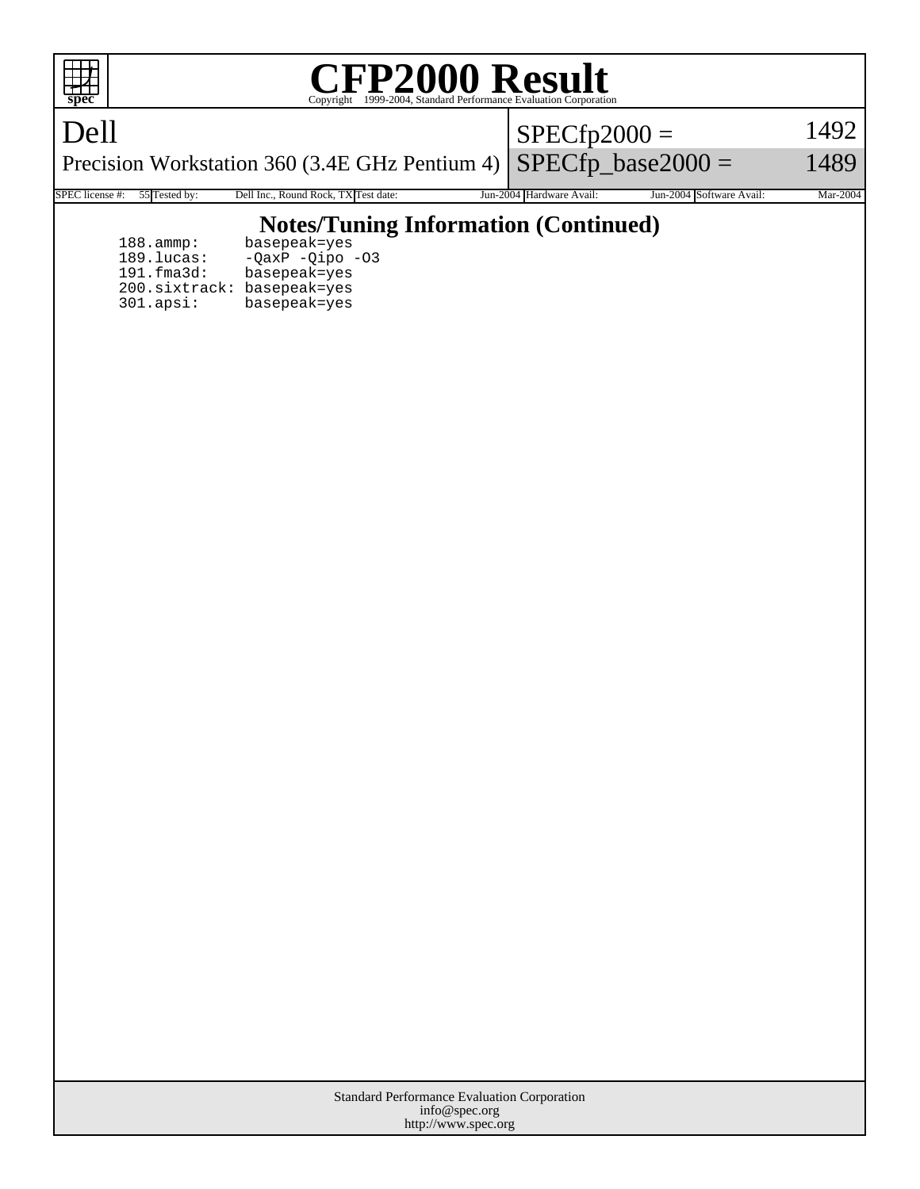# CFP2000 Result

Copyright 1999-2004, Standard Performance Evaluation Corporation

Dell

Precision Workstation 360 (3.4E GHz Pentium 4)

SPECfp2000 = 1492

SPECfp_base2000 = 1489

| SPEC license #: | 55 | Tested by: | Dell Inc., Round Rock, TX | Test date: | Jun-2004 | Hardware Avail: | Jun-2004 | Software Avail: | Mar-2004 |
|---|---|---|---|---|---|---|---|---|---|

## Notes/Tuning Information (Continued)

```
188.ammp:      basepeak=yes
189.lucas:     -QaxP -Qipo -O3
191.fma3d:     basepeak=yes
200.sixtrack:  basepeak=yes
301.apsi:      basepeak=yes
```

Standard Performance Evaluation Corporation
info@spec.org
http://www.spec.org